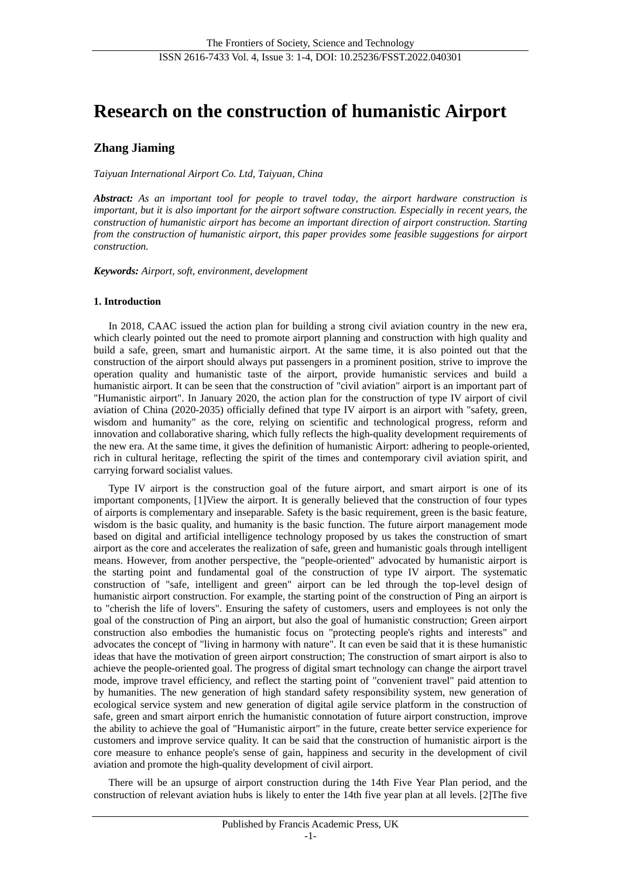# Research on the construction of humanistic Airport

## Zhang Jiaming

*Taiyuan International Airport Co. Ltd, Taiyuan, China*

***Abstract:*** *As an important tool for people to travel today, the airport hardware construction is important, but it is also important for the airport software construction. Especially in recent years, the construction of humanistic airport has become an important direction of airport construction. Starting from the construction of humanistic airport, this paper provides some feasible suggestions for airport construction.*

***Keywords:*** *Airport, soft, environment, development*

### 1. Introduction

In 2018, CAAC issued the action plan for building a strong civil aviation country in the new era, which clearly pointed out the need to promote airport planning and construction with high quality and build a safe, green, smart and humanistic airport. At the same time, it is also pointed out that the construction of the airport should always put passengers in a prominent position, strive to improve the operation quality and humanistic taste of the airport, provide humanistic services and build a humanistic airport. It can be seen that the construction of "civil aviation" airport is an important part of "Humanistic airport". In January 2020, the action plan for the construction of type IV airport of civil aviation of China (2020-2035) officially defined that type IV airport is an airport with "safety, green, wisdom and humanity" as the core, relying on scientific and technological progress, reform and innovation and collaborative sharing, which fully reflects the high-quality development requirements of the new era. At the same time, it gives the definition of humanistic Airport: adhering to people-oriented, rich in cultural heritage, reflecting the spirit of the times and contemporary civil aviation spirit, and carrying forward socialist values.

Type IV airport is the construction goal of the future airport, and smart airport is one of its important components, [1]View the airport. It is generally believed that the construction of four types of airports is complementary and inseparable. Safety is the basic requirement, green is the basic feature, wisdom is the basic quality, and humanity is the basic function. The future airport management mode based on digital and artificial intelligence technology proposed by us takes the construction of smart airport as the core and accelerates the realization of safe, green and humanistic goals through intelligent means. However, from another perspective, the "people-oriented" advocated by humanistic airport is the starting point and fundamental goal of the construction of type IV airport. The systematic construction of "safe, intelligent and green" airport can be led through the top-level design of humanistic airport construction. For example, the starting point of the construction of Ping an airport is to "cherish the life of lovers". Ensuring the safety of customers, users and employees is not only the goal of the construction of Ping an airport, but also the goal of humanistic construction; Green airport construction also embodies the humanistic focus on "protecting people's rights and interests" and advocates the concept of "living in harmony with nature". It can even be said that it is these humanistic ideas that have the motivation of green airport construction; The construction of smart airport is also to achieve the people-oriented goal. The progress of digital smart technology can change the airport travel mode, improve travel efficiency, and reflect the starting point of "convenient travel" paid attention to by humanities. The new generation of high standard safety responsibility system, new generation of ecological service system and new generation of digital agile service platform in the construction of safe, green and smart airport enrich the humanistic connotation of future airport construction, improve the ability to achieve the goal of "Humanistic airport" in the future, create better service experience for customers and improve service quality. It can be said that the construction of humanistic airport is the core measure to enhance people's sense of gain, happiness and security in the development of civil aviation and promote the high-quality development of civil airport.

There will be an upsurge of airport construction during the 14th Five Year Plan period, and the construction of relevant aviation hubs is likely to enter the 14th five year plan at all levels. [2]The five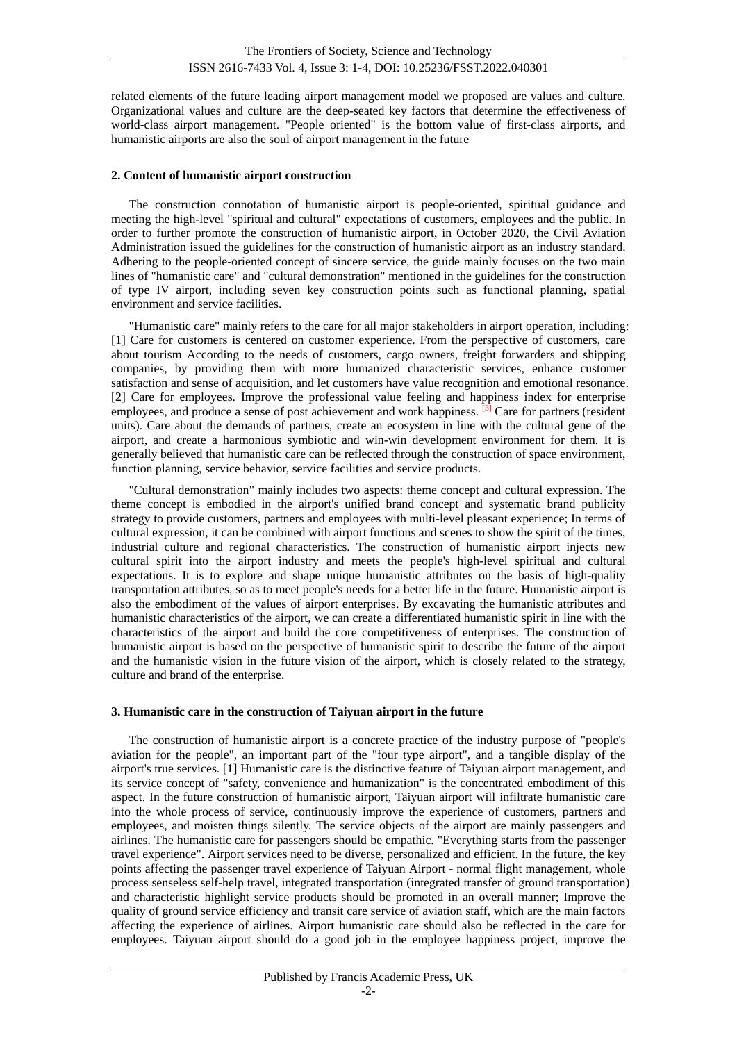related elements of the future leading airport management model we proposed are values and culture. Organizational values and culture are the deep-seated key factors that determine the effectiveness of world-class airport management. "People oriented" is the bottom value of first-class airports, and humanistic airports are also the soul of airport management in the future

## 2. Content of humanistic airport construction

The construction connotation of humanistic airport is people-oriented, spiritual guidance and meeting the high-level "spiritual and cultural" expectations of customers, employees and the public. In order to further promote the construction of humanistic airport, in October 2020, the Civil Aviation Administration issued the guidelines for the construction of humanistic airport as an industry standard. Adhering to the people-oriented concept of sincere service, the guide mainly focuses on the two main lines of "humanistic care" and "cultural demonstration" mentioned in the guidelines for the construction of type IV airport, including seven key construction points such as functional planning, spatial environment and service facilities.

"Humanistic care" mainly refers to the care for all major stakeholders in airport operation, including: [1] Care for customers is centered on customer experience. From the perspective of customers, care about tourism According to the needs of customers, cargo owners, freight forwarders and shipping companies, by providing them with more humanized characteristic services, enhance customer satisfaction and sense of acquisition, and let customers have value recognition and emotional resonance. [2] Care for employees. Improve the professional value feeling and happiness index for enterprise employees, and produce a sense of post achievement and work happiness. [3] Care for partners (resident units). Care about the demands of partners, create an ecosystem in line with the cultural gene of the airport, and create a harmonious symbiotic and win-win development environment for them. It is generally believed that humanistic care can be reflected through the construction of space environment, function planning, service behavior, service facilities and service products.

"Cultural demonstration" mainly includes two aspects: theme concept and cultural expression. The theme concept is embodied in the airport's unified brand concept and systematic brand publicity strategy to provide customers, partners and employees with multi-level pleasant experience; In terms of cultural expression, it can be combined with airport functions and scenes to show the spirit of the times, industrial culture and regional characteristics. The construction of humanistic airport injects new cultural spirit into the airport industry and meets the people's high-level spiritual and cultural expectations. It is to explore and shape unique humanistic attributes on the basis of high-quality transportation attributes, so as to meet people's needs for a better life in the future. Humanistic airport is also the embodiment of the values of airport enterprises. By excavating the humanistic attributes and humanistic characteristics of the airport, we can create a differentiated humanistic spirit in line with the characteristics of the airport and build the core competitiveness of enterprises. The construction of humanistic airport is based on the perspective of humanistic spirit to describe the future of the airport and the humanistic vision in the future vision of the airport, which is closely related to the strategy, culture and brand of the enterprise.

## 3. Humanistic care in the construction of Taiyuan airport in the future

The construction of humanistic airport is a concrete practice of the industry purpose of "people's aviation for the people", an important part of the "four type airport", and a tangible display of the airport's true services. [1] Humanistic care is the distinctive feature of Taiyuan airport management, and its service concept of "safety, convenience and humanization" is the concentrated embodiment of this aspect. In the future construction of humanistic airport, Taiyuan airport will infiltrate humanistic care into the whole process of service, continuously improve the experience of customers, partners and employees, and moisten things silently. The service objects of the airport are mainly passengers and airlines. The humanistic care for passengers should be empathic. "Everything starts from the passenger travel experience". Airport services need to be diverse, personalized and efficient. In the future, the key points affecting the passenger travel experience of Taiyuan Airport - normal flight management, whole process senseless self-help travel, integrated transportation (integrated transfer of ground transportation) and characteristic highlight service products should be promoted in an overall manner; Improve the quality of ground service efficiency and transit care service of aviation staff, which are the main factors affecting the experience of airlines. Airport humanistic care should also be reflected in the care for employees. Taiyuan airport should do a good job in the employee happiness project, improve the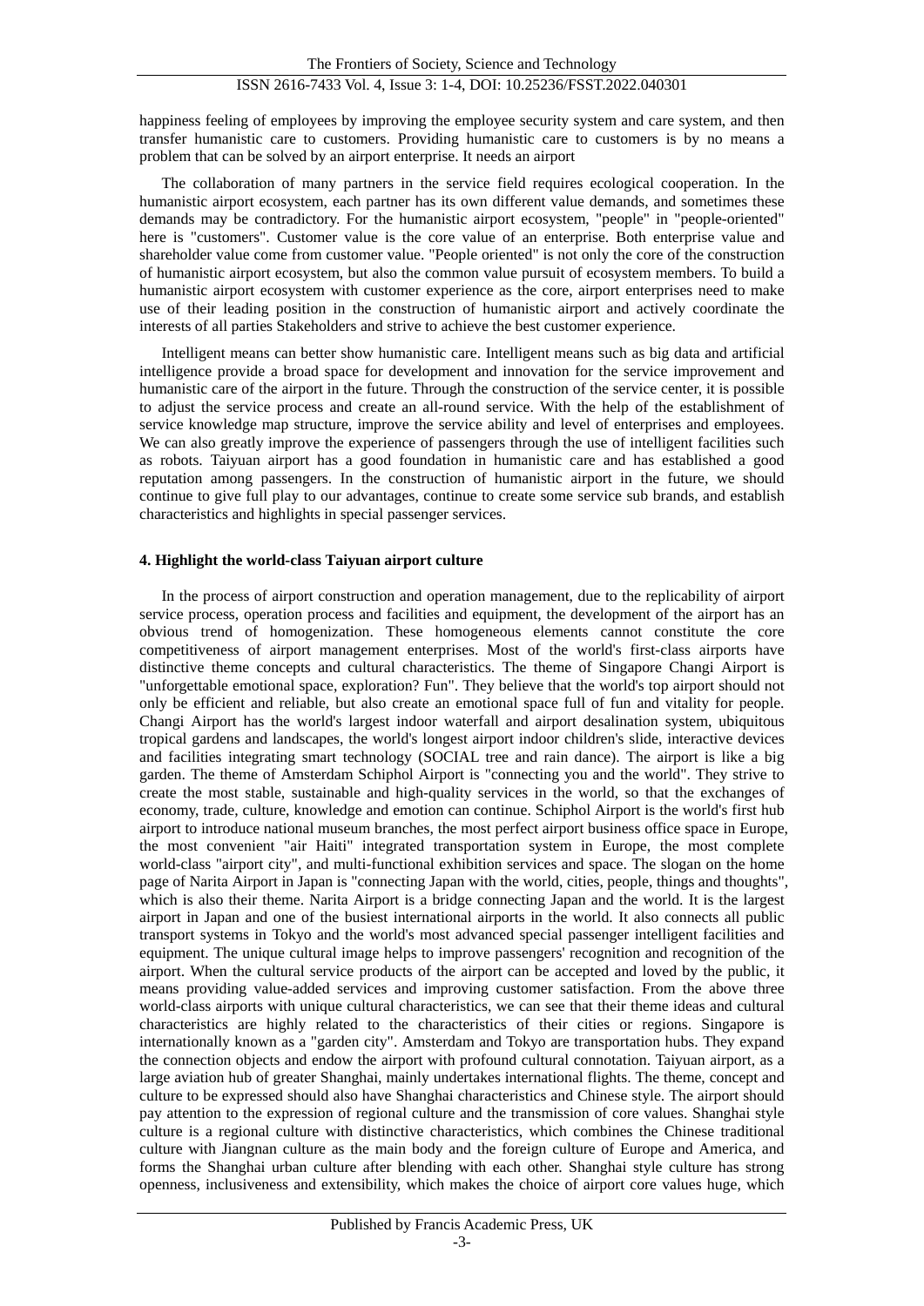happiness feeling of employees by improving the employee security system and care system, and then transfer humanistic care to customers. Providing humanistic care to customers is by no means a problem that can be solved by an airport enterprise. It needs an airport

The collaboration of many partners in the service field requires ecological cooperation. In the humanistic airport ecosystem, each partner has its own different value demands, and sometimes these demands may be contradictory. For the humanistic airport ecosystem, "people" in "people-oriented" here is "customers". Customer value is the core value of an enterprise. Both enterprise value and shareholder value come from customer value. "People oriented" is not only the core of the construction of humanistic airport ecosystem, but also the common value pursuit of ecosystem members. To build a humanistic airport ecosystem with customer experience as the core, airport enterprises need to make use of their leading position in the construction of humanistic airport and actively coordinate the interests of all parties Stakeholders and strive to achieve the best customer experience.

Intelligent means can better show humanistic care. Intelligent means such as big data and artificial intelligence provide a broad space for development and innovation for the service improvement and humanistic care of the airport in the future. Through the construction of the service center, it is possible to adjust the service process and create an all-round service. With the help of the establishment of service knowledge map structure, improve the service ability and level of enterprises and employees. We can also greatly improve the experience of passengers through the use of intelligent facilities such as robots. Taiyuan airport has a good foundation in humanistic care and has established a good reputation among passengers. In the construction of humanistic airport in the future, we should continue to give full play to our advantages, continue to create some service sub brands, and establish characteristics and highlights in special passenger services.

## 4. Highlight the world-class Taiyuan airport culture

In the process of airport construction and operation management, due to the replicability of airport service process, operation process and facilities and equipment, the development of the airport has an obvious trend of homogenization. These homogeneous elements cannot constitute the core competitiveness of airport management enterprises. Most of the world's first-class airports have distinctive theme concepts and cultural characteristics. The theme of Singapore Changi Airport is "unforgettable emotional space, exploration? Fun". They believe that the world's top airport should not only be efficient and reliable, but also create an emotional space full of fun and vitality for people. Changi Airport has the world's largest indoor waterfall and airport desalination system, ubiquitous tropical gardens and landscapes, the world's longest airport indoor children's slide, interactive devices and facilities integrating smart technology (SOCIAL tree and rain dance). The airport is like a big garden. The theme of Amsterdam Schiphol Airport is "connecting you and the world". They strive to create the most stable, sustainable and high-quality services in the world, so that the exchanges of economy, trade, culture, knowledge and emotion can continue. Schiphol Airport is the world's first hub airport to introduce national museum branches, the most perfect airport business office space in Europe, the most convenient "air Haiti" integrated transportation system in Europe, the most complete world-class "airport city", and multi-functional exhibition services and space. The slogan on the home page of Narita Airport in Japan is "connecting Japan with the world, cities, people, things and thoughts", which is also their theme. Narita Airport is a bridge connecting Japan and the world. It is the largest airport in Japan and one of the busiest international airports in the world. It also connects all public transport systems in Tokyo and the world's most advanced special passenger intelligent facilities and equipment. The unique cultural image helps to improve passengers' recognition and recognition of the airport. When the cultural service products of the airport can be accepted and loved by the public, it means providing value-added services and improving customer satisfaction. From the above three world-class airports with unique cultural characteristics, we can see that their theme ideas and cultural characteristics are highly related to the characteristics of their cities or regions. Singapore is internationally known as a "garden city". Amsterdam and Tokyo are transportation hubs. They expand the connection objects and endow the airport with profound cultural connotation. Taiyuan airport, as a large aviation hub of greater Shanghai, mainly undertakes international flights. The theme, concept and culture to be expressed should also have Shanghai characteristics and Chinese style. The airport should pay attention to the expression of regional culture and the transmission of core values. Shanghai style culture is a regional culture with distinctive characteristics, which combines the Chinese traditional culture with Jiangnan culture as the main body and the foreign culture of Europe and America, and forms the Shanghai urban culture after blending with each other. Shanghai style culture has strong openness, inclusiveness and extensibility, which makes the choice of airport core values huge, which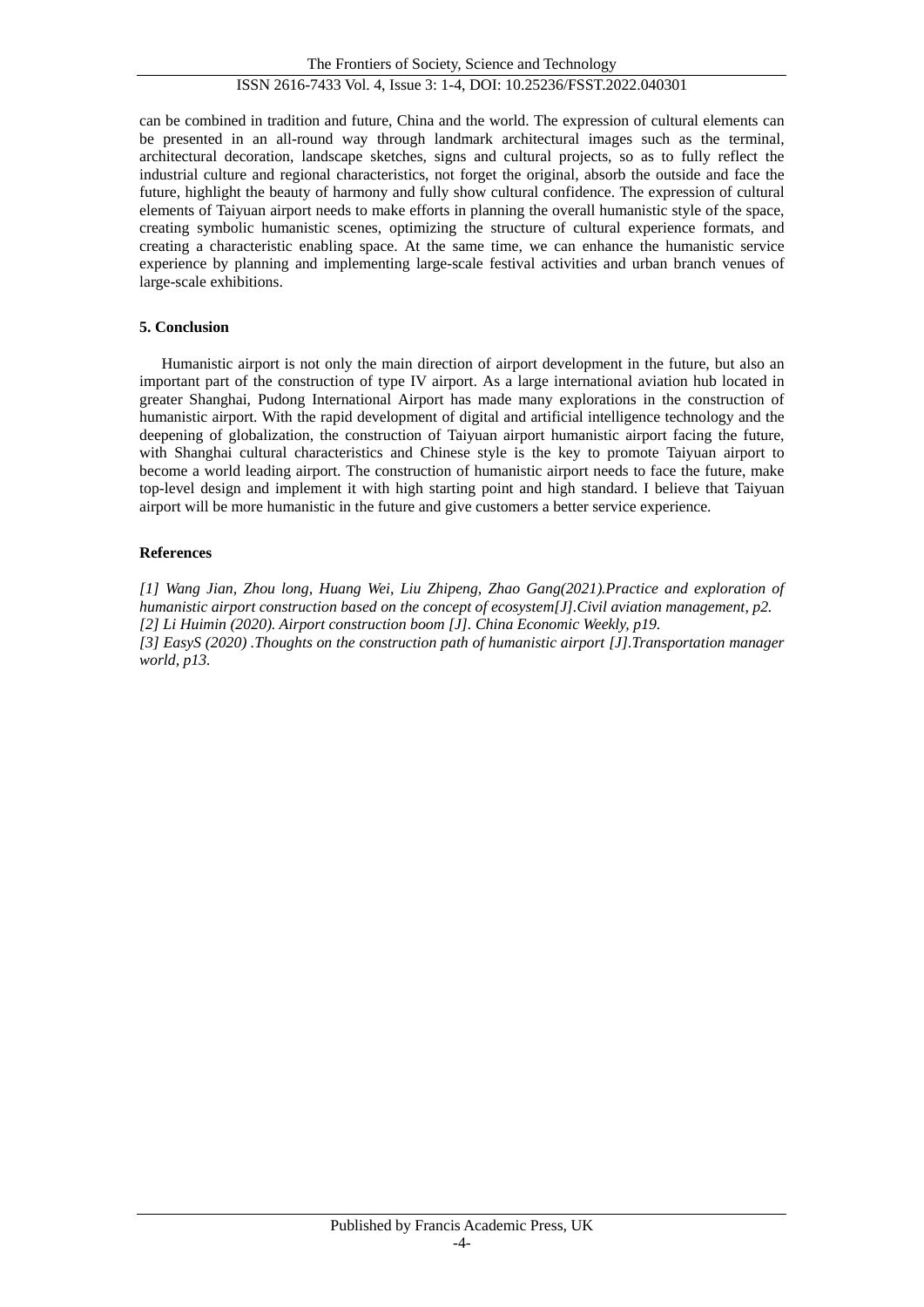can be combined in tradition and future, China and the world. The expression of cultural elements can be presented in an all-round way through landmark architectural images such as the terminal, architectural decoration, landscape sketches, signs and cultural projects, so as to fully reflect the industrial culture and regional characteristics, not forget the original, absorb the outside and face the future, highlight the beauty of harmony and fully show cultural confidence. The expression of cultural elements of Taiyuan airport needs to make efforts in planning the overall humanistic style of the space, creating symbolic humanistic scenes, optimizing the structure of cultural experience formats, and creating a characteristic enabling space. At the same time, we can enhance the humanistic service experience by planning and implementing large-scale festival activities and urban branch venues of large-scale exhibitions.

## 5. Conclusion

Humanistic airport is not only the main direction of airport development in the future, but also an important part of the construction of type IV airport. As a large international aviation hub located in greater Shanghai, Pudong International Airport has made many explorations in the construction of humanistic airport. With the rapid development of digital and artificial intelligence technology and the deepening of globalization, the construction of Taiyuan airport humanistic airport facing the future, with Shanghai cultural characteristics and Chinese style is the key to promote Taiyuan airport to become a world leading airport. The construction of humanistic airport needs to face the future, make top-level design and implement it with high starting point and high standard. I believe that Taiyuan airport will be more humanistic in the future and give customers a better service experience.

## References

*[1] Wang Jian, Zhou long, Huang Wei, Liu Zhipeng, Zhao Gang(2021).Practice and exploration of humanistic airport construction based on the concept of ecosystem[J].Civil aviation management, p2.*

*[2] Li Huimin (2020). Airport construction boom [J]. China Economic Weekly, p19.*

*[3] EasyS (2020) .Thoughts on the construction path of humanistic airport [J].Transportation manager world, p13.*